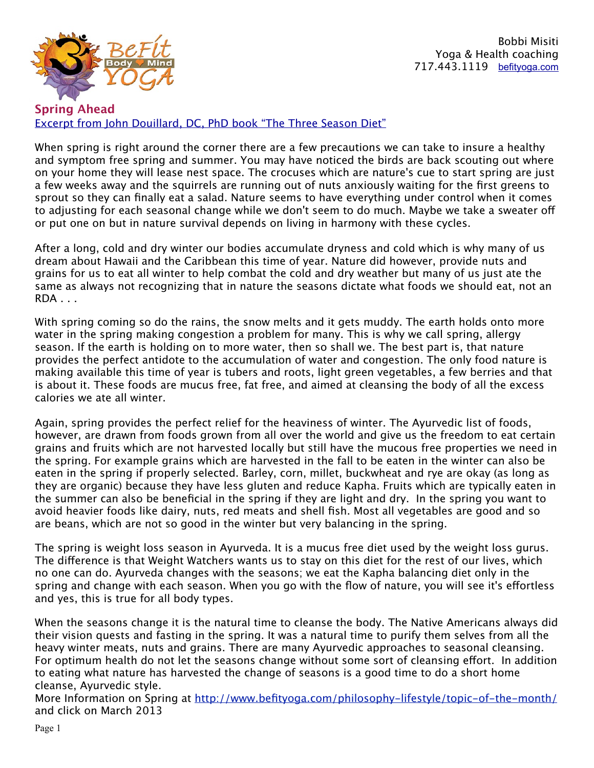Bobbi Misiti
Yoga & Health coaching
717.443.1119 befityoga.com

## Spring Ahead

Excerpt from John Douillard, DC, PhD book "The Three Season Diet"

When spring is right around the corner there are a few precautions we can take to insure a healthy and symptom free spring and summer. You may have noticed the birds are back scouting out where on your home they will lease nest space. The crocuses which are nature's cue to start spring are just a few weeks away and the squirrels are running out of nuts anxiously waiting for the first greens to sprout so they can finally eat a salad. Nature seems to have everything under control when it comes to adjusting for each seasonal change while we don't seem to do much. Maybe we take a sweater off or put one on but in nature survival depends on living in harmony with these cycles.

After a long, cold and dry winter our bodies accumulate dryness and cold which is why many of us dream about Hawaii and the Caribbean this time of year. Nature did however, provide nuts and grains for us to eat all winter to help combat the cold and dry weather but many of us just ate the same as always not recognizing that in nature the seasons dictate what foods we should eat, not an RDA . . .

With spring coming so do the rains, the snow melts and it gets muddy. The earth holds onto more water in the spring making congestion a problem for many. This is why we call spring, allergy season. If the earth is holding on to more water, then so shall we. The best part is, that nature provides the perfect antidote to the accumulation of water and congestion. The only food nature is making available this time of year is tubers and roots, light green vegetables, a few berries and that is about it. These foods are mucus free, fat free, and aimed at cleansing the body of all the excess calories we ate all winter.

Again, spring provides the perfect relief for the heaviness of winter. The Ayurvedic list of foods, however, are drawn from foods grown from all over the world and give us the freedom to eat certain grains and fruits which are not harvested locally but still have the mucous free properties we need in the spring. For example grains which are harvested in the fall to be eaten in the winter can also be eaten in the spring if properly selected. Barley, corn, millet, buckwheat and rye are okay (as long as they are organic) because they have less gluten and reduce Kapha. Fruits which are typically eaten in the summer can also be beneficial in the spring if they are light and dry. In the spring you want to avoid heavier foods like dairy, nuts, red meats and shell fish. Most all vegetables are good and so are beans, which are not so good in the winter but very balancing in the spring.

The spring is weight loss season in Ayurveda. It is a mucus free diet used by the weight loss gurus. The difference is that Weight Watchers wants us to stay on this diet for the rest of our lives, which no one can do. Ayurveda changes with the seasons; we eat the Kapha balancing diet only in the spring and change with each season. When you go with the flow of nature, you will see it's effortless and yes, this is true for all body types.

When the seasons change it is the natural time to cleanse the body. The Native Americans always did their vision quests and fasting in the spring. It was a natural time to purify them selves from all the heavy winter meats, nuts and grains. There are many Ayurvedic approaches to seasonal cleansing. For optimum health do not let the seasons change without some sort of cleansing effort. In addition to eating what nature has harvested the change of seasons is a good time to do a short home cleanse, Ayurvedic style.
More Information on Spring at http://www.befityoga.com/philosophy-lifestyle/topic-of-the-month/ and click on March 2013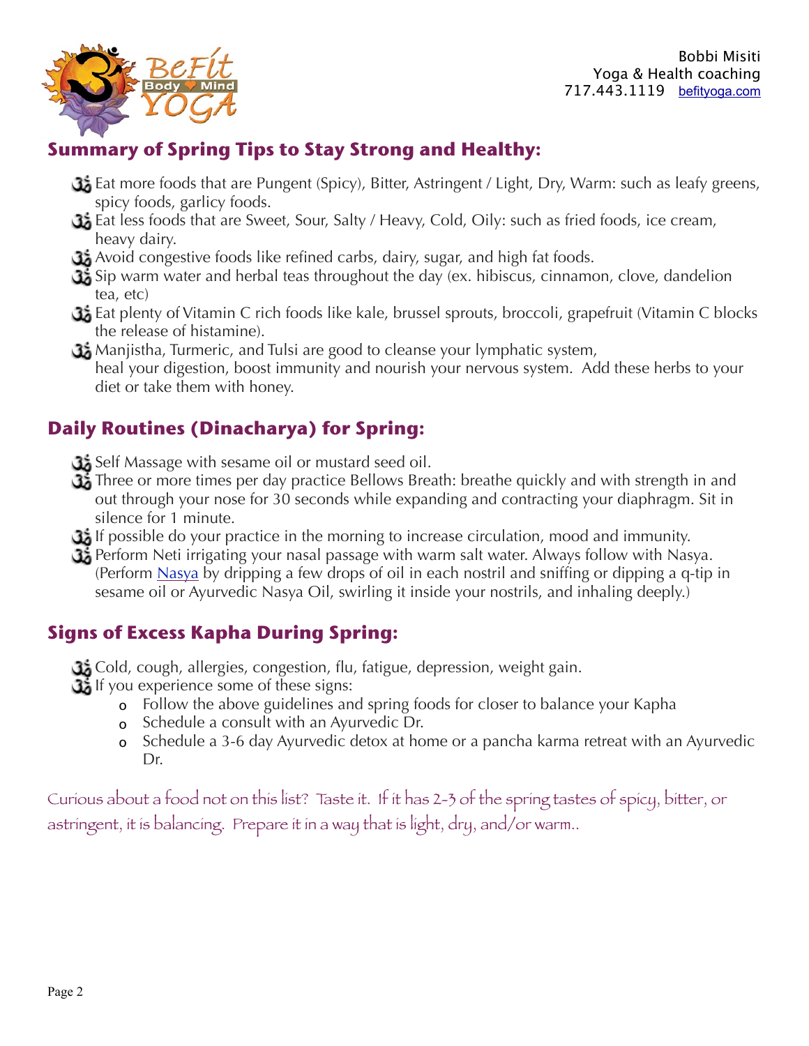Bobbi Misiti
Yoga & Health coaching
717.443.1119 befityoga.com

## Summary of Spring Tips to Stay Strong and Healthy:

- Eat more foods that are Pungent (Spicy), Bitter, Astringent / Light, Dry, Warm: such as leafy greens, spicy foods, garlicy foods.
- Eat less foods that are Sweet, Sour, Salty / Heavy, Cold, Oily: such as fried foods, ice cream, heavy dairy.
- Avoid congestive foods like refined carbs, dairy, sugar, and high fat foods.
- Sip warm water and herbal teas throughout the day (ex. hibiscus, cinnamon, clove, dandelion tea, etc)
- Eat plenty of Vitamin C rich foods like kale, brussel sprouts, broccoli, grapefruit (Vitamin C blocks the release of histamine).
- Manjistha, Turmeric, and Tulsi are good to cleanse your lymphatic system, heal your digestion, boost immunity and nourish your nervous system. Add these herbs to your diet or take them with honey.

## Daily Routines (Dinacharya) for Spring:

- Self Massage with sesame oil or mustard seed oil.
- Three or more times per day practice Bellows Breath: breathe quickly and with strength in and out through your nose for 30 seconds while expanding and contracting your diaphragm. Sit in silence for 1 minute.
- If possible do your practice in the morning to increase circulation, mood and immunity.
- Perform Neti irrigating your nasal passage with warm salt water. Always follow with Nasya. (Perform Nasya by dripping a few drops of oil in each nostril and sniffing or dipping a q-tip in sesame oil or Ayurvedic Nasya Oil, swirling it inside your nostrils, and inhaling deeply.)

## Signs of Excess Kapha During Spring:

- Cold, cough, allergies, congestion, flu, fatigue, depression, weight gain.
- If you experience some of these signs:
  - Follow the above guidelines and spring foods for closer to balance your Kapha
  - Schedule a consult with an Ayurvedic Dr.
  - Schedule a 3-6 day Ayurvedic detox at home or a pancha karma retreat with an Ayurvedic Dr.

*Curious about a food not on this list? Taste it. If it has 2-3 of the spring tastes of spicy, bitter, or astringent, it is balancing. Prepare it in a way that is light, dry, and/or warm..*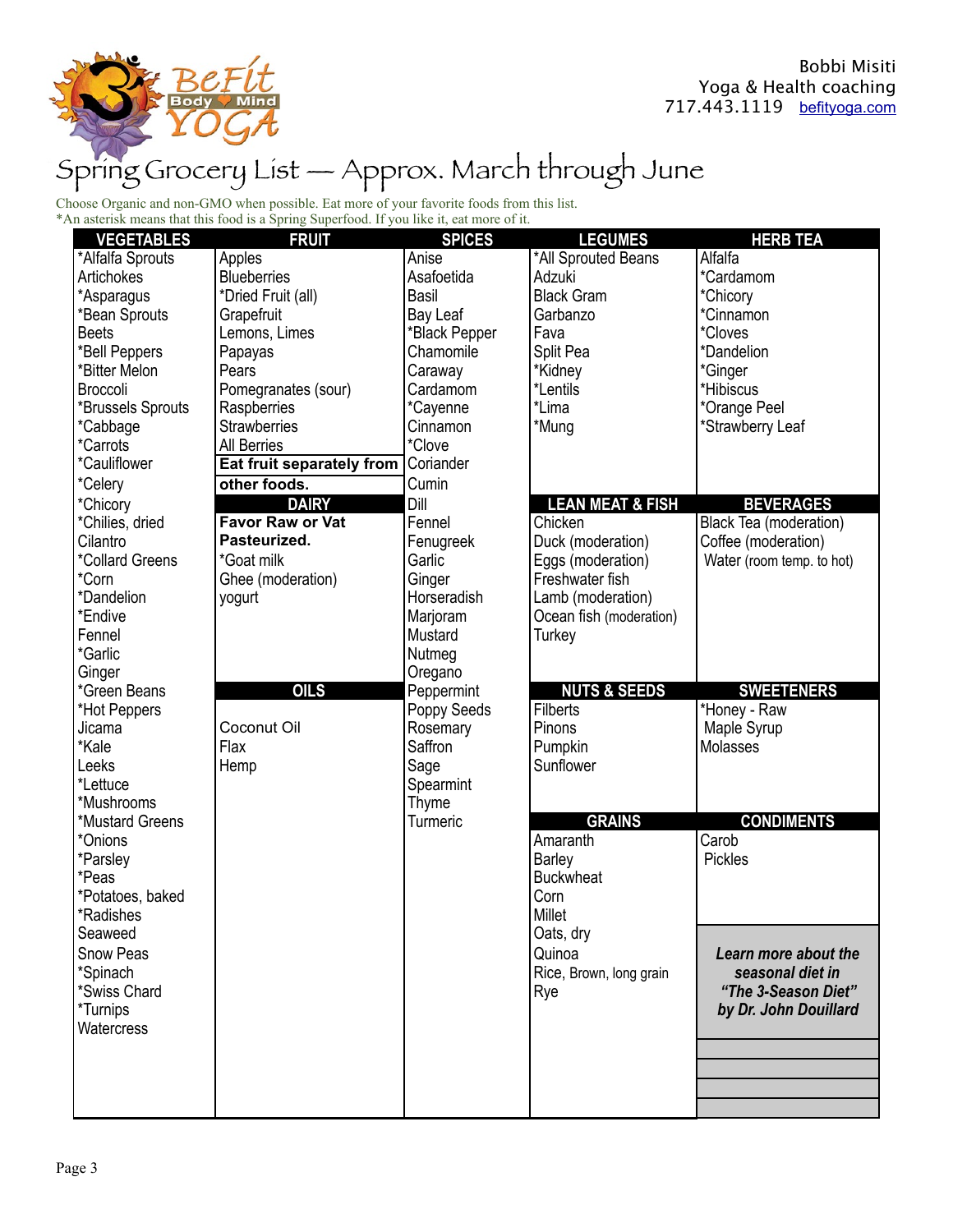Bobbi Misiti
Yoga & Health coaching
717.443.1119 befityoga.com

# Spring Grocery List — Approx. March through June

Choose Organic and non-GMO when possible. Eat more of your favorite foods from this list.
*An asterisk means that this food is a Spring Superfood. If you like it, eat more of it.

| VEGETABLES | FRUIT | SPICES | LEGUMES | HERB TEA |
|---|---|---|---|---|
| *Alfalfa Sprouts | Apples | Anise | *All Sprouted Beans | Alfalfa |
| Artichokes | Blueberries | Asafoetida | Adzuki | *Cardamom |
| *Asparagus | *Dried Fruit (all) | Basil | Black Gram | *Chicory |
| *Bean Sprouts | Grapefruit | Bay Leaf | Garbanzo | *Cinnamon |
| Beets | Lemons, Limes | *Black Pepper | Fava | *Cloves |
| *Bell Peppers | Papayas | Chamomile | Split Pea | *Dandelion |
| *Bitter Melon | Pears | Caraway | *Kidney | *Ginger |
| Broccoli | Pomegranates (sour) | Cardamom | *Lentils | *Hibiscus |
| *Brussels Sprouts | Raspberries | *Cayenne | *Lima | *Orange Peel |
| *Cabbage | Strawberries | Cinnamon | *Mung | *Strawberry Leaf |
| *Carrots | All Berries | *Clove | | |
| *Cauliflower | **Eat fruit separately from** | Coriander | | |
| *Celery | **other foods.** | Cumin | | |
| *Chicory | **DAIRY** | Dill | **LEAN MEAT & FISH** | **BEVERAGES** |
| *Chilies, dried | **Favor Raw or Vat** | Fennel | Chicken | Black Tea (moderation) |
| Cilantro | **Pasteurized.** | Fenugreek | Duck (moderation) | Coffee (moderation) |
| *Collard Greens | *Goat milk | Garlic | Eggs (moderation) | Water (room temp. to hot) |
| *Corn | Ghee (moderation) | Ginger | Freshwater fish | |
| *Dandelion | yogurt | Horseradish | Lamb (moderation) | |
| *Endive | | Marjoram | Ocean fish (moderation) | |
| Fennel | | Mustard | Turkey | |
| *Garlic | | Nutmeg | | |
| Ginger | | Oregano | | |
| *Green Beans | **OILS** | Peppermint | **NUTS & SEEDS** | **SWEETENERS** |
| *Hot Peppers | | Poppy Seeds | Filberts | *Honey - Raw |
| Jicama | Coconut Oil | Rosemary | Pinons | Maple Syrup |
| *Kale | Flax | Saffron | Pumpkin | Molasses |
| Leeks | Hemp | Sage | Sunflower | |
| *Lettuce | | Spearmint | | |
| *Mushrooms | | Thyme | | |
| *Mustard Greens | | Turmeric | **GRAINS** | **CONDIMENTS** |
| *Onions | | | Amaranth | Carob |
| *Parsley | | | Barley | Pickles |
| *Peas | | | Buckwheat | |
| *Potatoes, baked | | | Corn | |
| *Radishes | | | Millet | |
| Seaweed | | | Oats, dry | |
| Snow Peas | | | Quinoa | ***Learn more about the seasonal diet in "The 3-Season Diet" by Dr. John Douillard*** |
| *Spinach | | | Rice, Brown, long grain | |
| *Swiss Chard | | | Rye | |
| *Turnips | | | | |
| Watercress | | | | |